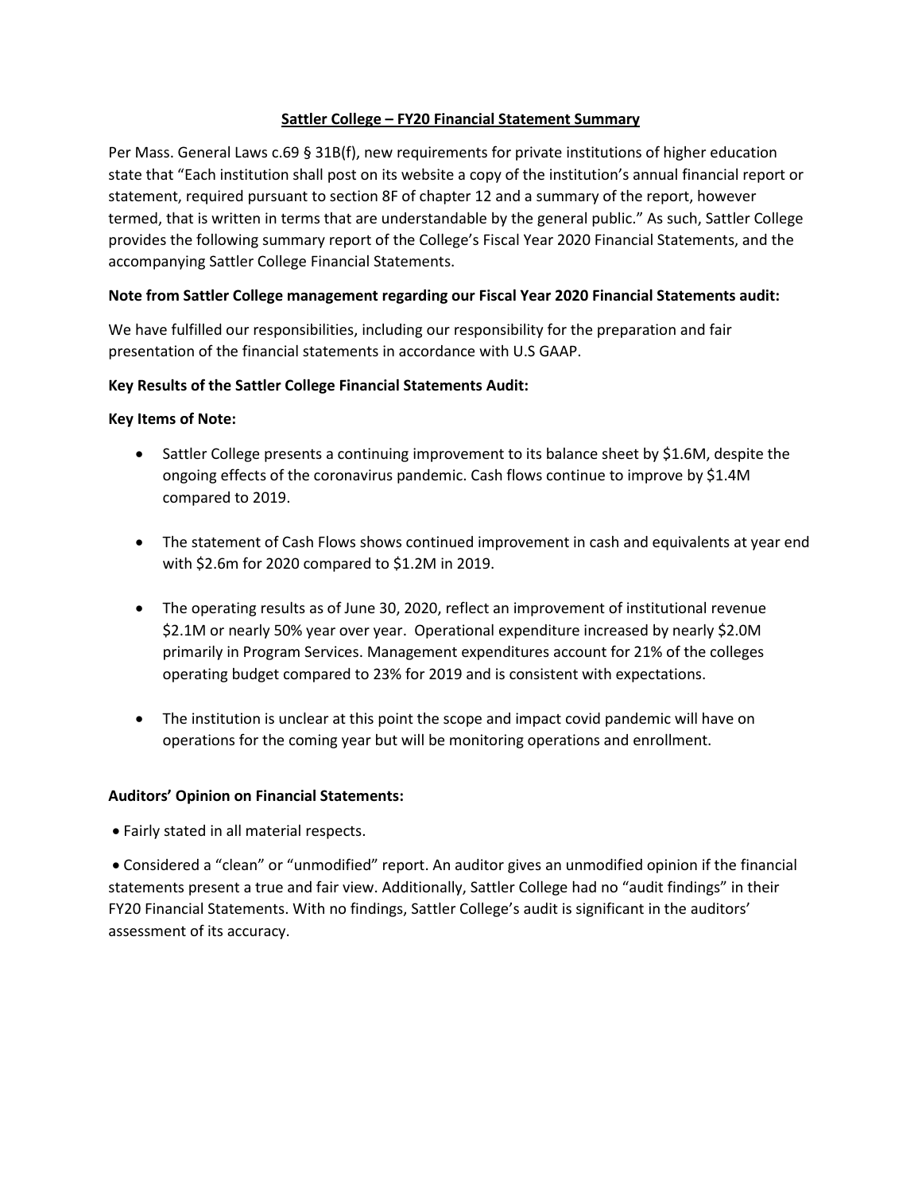# Sattler College – FY20 Financial Statement Summary

Per Mass. General Laws c.69 § 31B(f), new requirements for private institutions of higher education state that "Each institution shall post on its website a copy of the institution's annual financial report or statement, required pursuant to section 8F of chapter 12 and a summary of the report, however termed, that is written in terms that are understandable by the general public." As such, Sattler College provides the following summary report of the College's Fiscal Year 2020 Financial Statements, and the accompanying Sattler College Financial Statements.

**Note from Sattler College management regarding our Fiscal Year 2020 Financial Statements audit:**

We have fulfilled our responsibilities, including our responsibility for the preparation and fair presentation of the financial statements in accordance with U.S GAAP.

**Key Results of the Sattler College Financial Statements Audit:**

**Key Items of Note:**

- Sattler College presents a continuing improvement to its balance sheet by $1.6M, despite the ongoing effects of the coronavirus pandemic. Cash flows continue to improve by $1.4M compared to 2019.
- The statement of Cash Flows shows continued improvement in cash and equivalents at year end with $2.6m for 2020 compared to $1.2M in 2019.
- The operating results as of June 30, 2020, reflect an improvement of institutional revenue $2.1M or nearly 50% year over year. Operational expenditure increased by nearly $2.0M primarily in Program Services. Management expenditures account for 21% of the colleges operating budget compared to 23% for 2019 and is consistent with expectations.
- The institution is unclear at this point the scope and impact covid pandemic will have on operations for the coming year but will be monitoring operations and enrollment.

**Auditors' Opinion on Financial Statements:**

- Fairly stated in all material respects.
- Considered a "clean" or "unmodified" report. An auditor gives an unmodified opinion if the financial statements present a true and fair view. Additionally, Sattler College had no "audit findings" in their FY20 Financial Statements. With no findings, Sattler College's audit is significant in the auditors' assessment of its accuracy.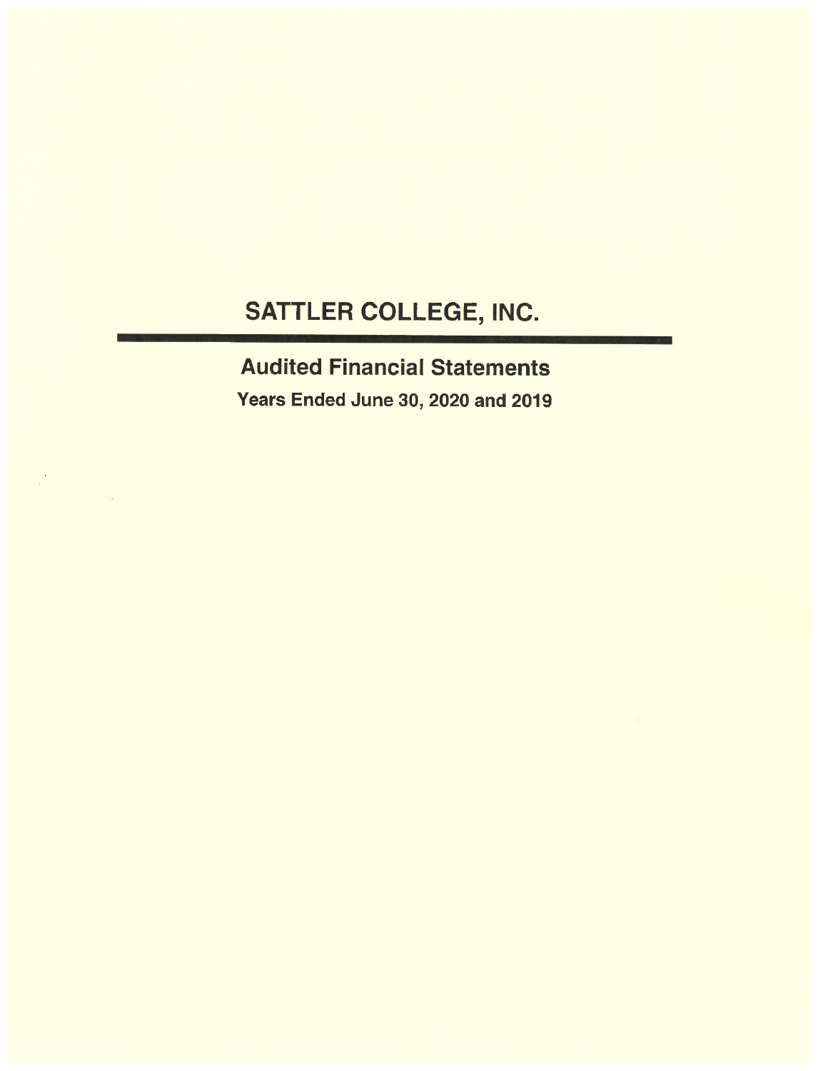# SATTLER COLLEGE, INC.

## Audited Financial Statements

### Years Ended June 30, 2020 and 2019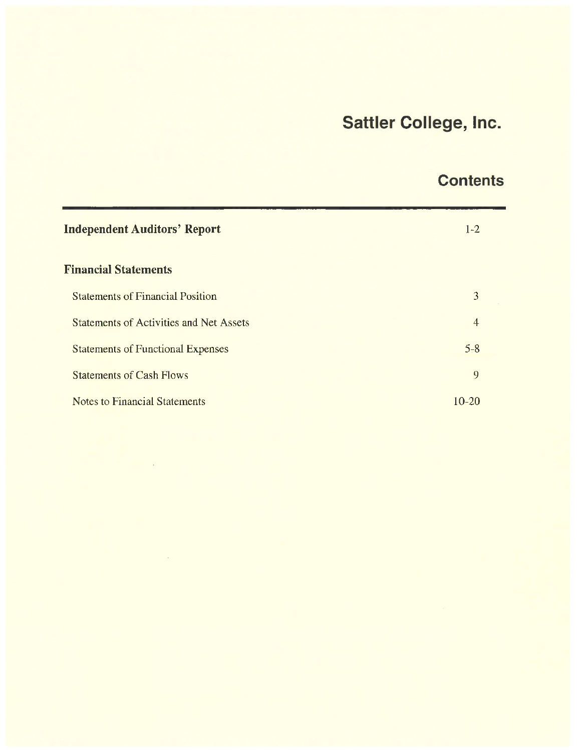# Sattler College, Inc.

## Contents

| | |
|---|---|
| **Independent Auditors' Report** | 1-2 |
| **Financial Statements** | |
| Statements of Financial Position | 3 |
| Statements of Activities and Net Assets | 4 |
| Statements of Functional Expenses | 5-8 |
| Statements of Cash Flows | 9 |
| Notes to Financial Statements | 10-20 |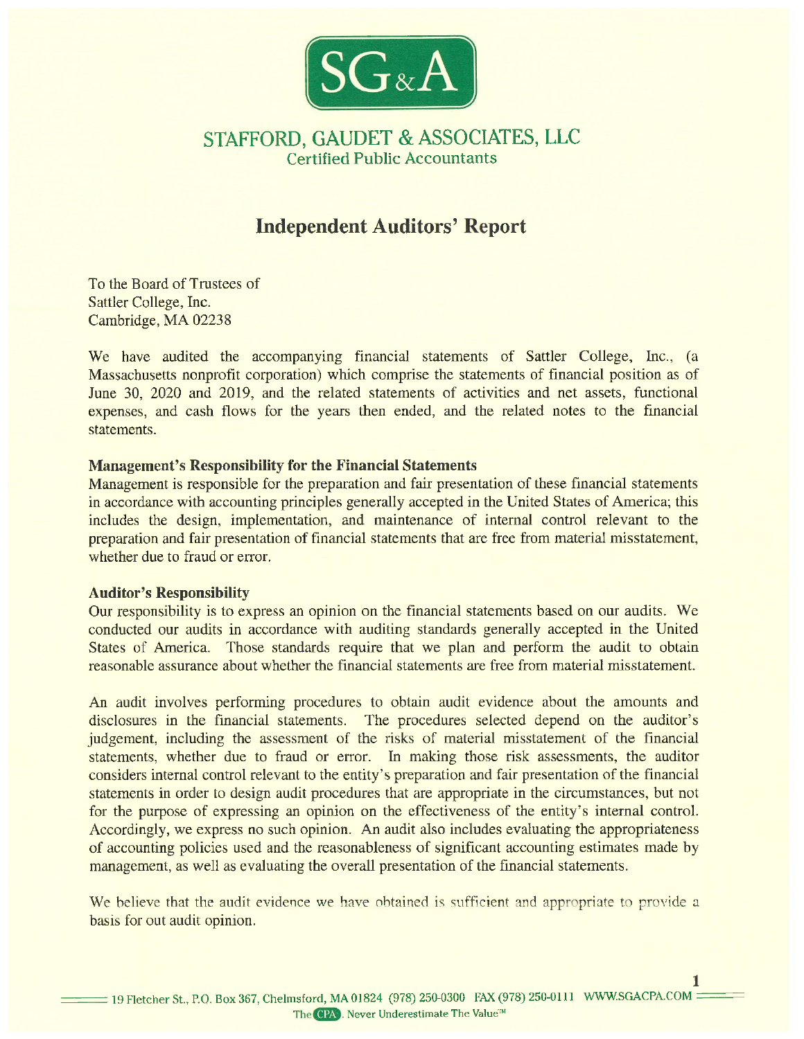SG&A

STAFFORD, GAUDET & ASSOCIATES, LLC
Certified Public Accountants

# Independent Auditors' Report

To the Board of Trustees of
Sattler College, Inc.
Cambridge, MA 02238

We have audited the accompanying financial statements of Sattler College, Inc., (a Massachusetts nonprofit corporation) which comprise the statements of financial position as of June 30, 2020 and 2019, and the related statements of activities and net assets, functional expenses, and cash flows for the years then ended, and the related notes to the financial statements.

**Management's Responsibility for the Financial Statements**
Management is responsible for the preparation and fair presentation of these financial statements in accordance with accounting principles generally accepted in the United States of America; this includes the design, implementation, and maintenance of internal control relevant to the preparation and fair presentation of financial statements that are free from material misstatement, whether due to fraud or error.

**Auditor's Responsibility**
Our responsibility is to express an opinion on the financial statements based on our audits. We conducted our audits in accordance with auditing standards generally accepted in the United States of America. Those standards require that we plan and perform the audit to obtain reasonable assurance about whether the financial statements are free from material misstatement.

An audit involves performing procedures to obtain audit evidence about the amounts and disclosures in the financial statements. The procedures selected depend on the auditor's judgement, including the assessment of the risks of material misstatement of the financial statements, whether due to fraud or error. In making those risk assessments, the auditor considers internal control relevant to the entity's preparation and fair presentation of the financial statements in order to design audit procedures that are appropriate in the circumstances, but not for the purpose of expressing an opinion on the effectiveness of the entity's internal control. Accordingly, we express no such opinion. An audit also includes evaluating the appropriateness of accounting policies used and the reasonableness of significant accounting estimates made by management, as well as evaluating the overall presentation of the financial statements.

We believe that the audit evidence we have obtained is sufficient and appropriate to provide a basis for out audit opinion.

19 Fletcher St., P.O. Box 367, Chelmsford, MA 01824 (978) 250-0300 FAX (978) 250-0111 WWW.SGACPA.COM
The CPA. Never Underestimate The Value™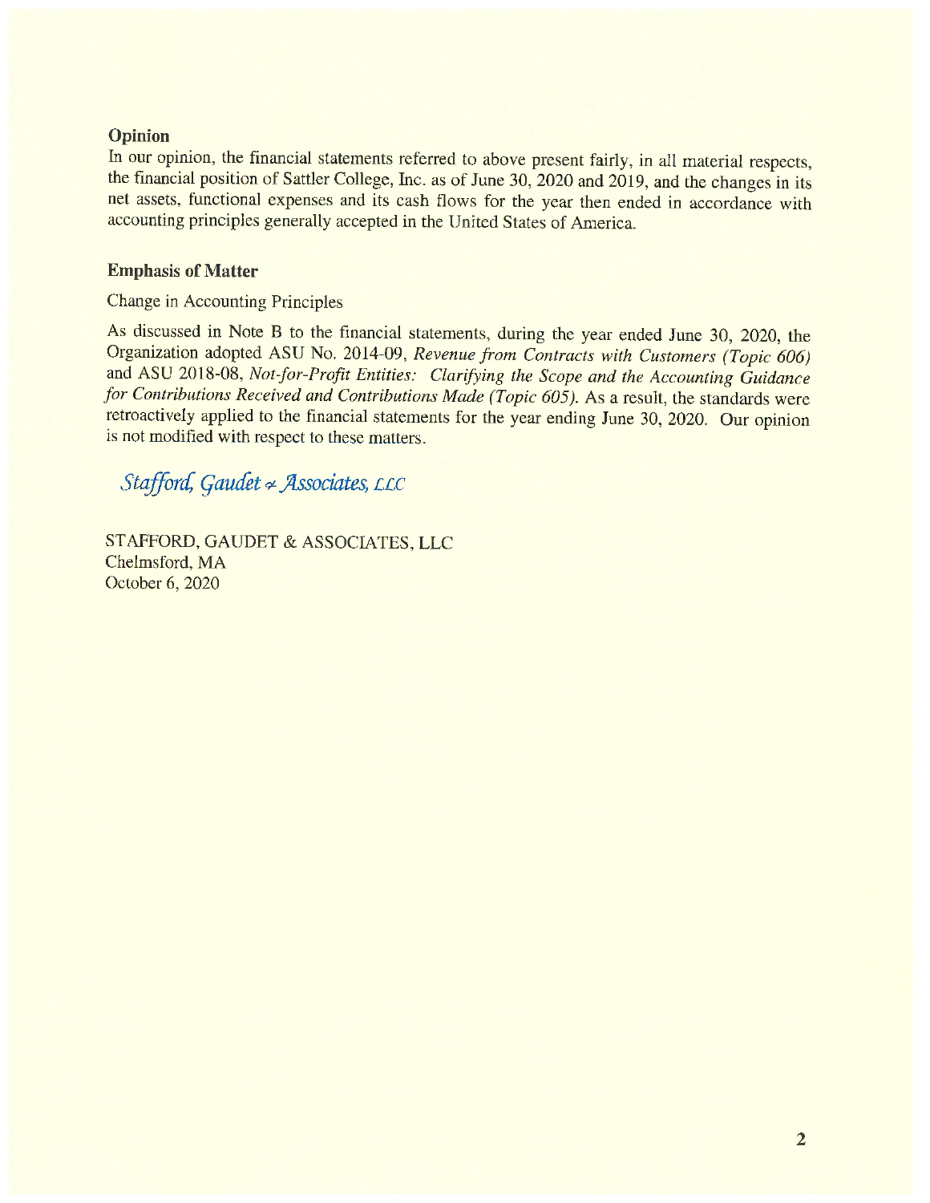**Opinion**

In our opinion, the financial statements referred to above present fairly, in all material respects, the financial position of Sattler College, Inc. as of June 30, 2020 and 2019, and the changes in its net assets, functional expenses and its cash flows for the year then ended in accordance with accounting principles generally accepted in the United States of America.

**Emphasis of Matter**

Change in Accounting Principles

As discussed in Note B to the financial statements, during the year ended June 30, 2020, the Organization adopted ASU No. 2014-09, *Revenue from Contracts with Customers (Topic 606)* and ASU 2018-08, *Not-for-Profit Entities: Clarifying the Scope and the Accounting Guidance for Contributions Received and Contributions Made (Topic 605).* As a result, the standards were retroactively applied to the financial statements for the year ending June 30, 2020. Our opinion is not modified with respect to these matters.

*Stafford, Gaudet & Associates, LLC*

STAFFORD, GAUDET & ASSOCIATES, LLC
Chelmsford, MA
October 6, 2020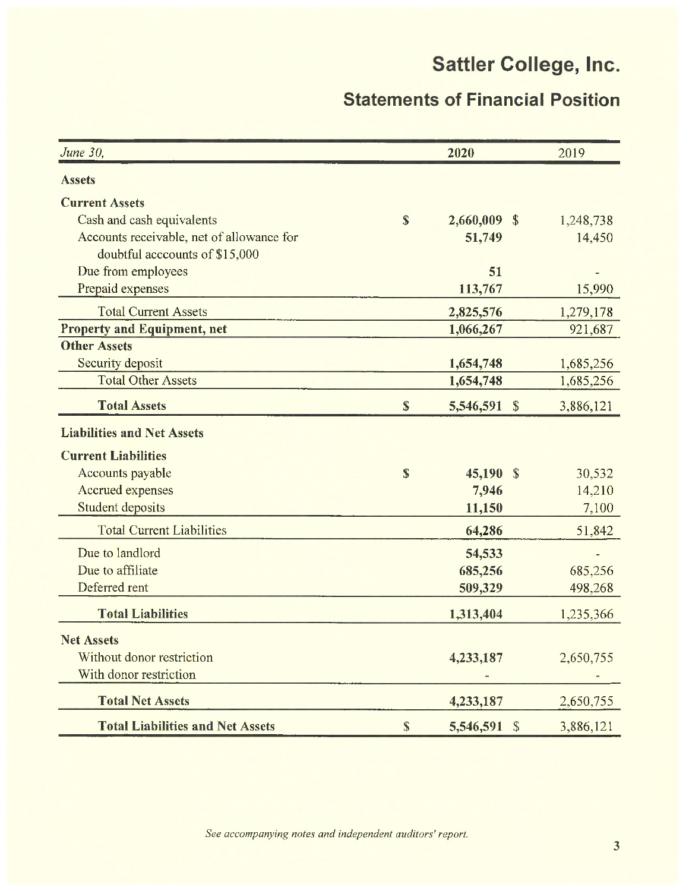# Sattler College, Inc.

## Statements of Financial Position

| *June 30,* | 2020 | 2019 |
|---|---|---|
| **Assets** | | |
| **Current Assets** | | |
| Cash and cash equivalents | $ 2,660,009 | $ 1,248,738 |
| Accounts receivable, net of allowance for doubtful acccounts of $15,000 | 51,749 | 14,450 |
| Due from employees | 51 | - |
| Prepaid expenses | 113,767 | 15,990 |
| Total Current Assets | 2,825,576 | 1,279,178 |
| **Property and Equipment, net** | 1,066,267 | 921,687 |
| **Other Assets** | | |
| Security deposit | 1,654,748 | 1,685,256 |
| Total Other Assets | 1,654,748 | 1,685,256 |
| **Total Assets** | $ 5,546,591 | $ 3,886,121 |
| **Liabilities and Net Assets** | | |
| **Current Liabilities** | | |
| Accounts payable | $ 45,190 | $ 30,532 |
| Accrued expenses | 7,946 | 14,210 |
| Student deposits | 11,150 | 7,100 |
| Total Current Liabilities | 64,286 | 51,842 |
| Due to landlord | 54,533 | - |
| Due to affiliate | 685,256 | 685,256 |
| Deferred rent | 509,329 | 498,268 |
| **Total Liabilities** | 1,313,404 | 1,235,366 |
| **Net Assets** | | |
| Without donor restriction | 4,233,187 | 2,650,755 |
| With donor restriction | - | - |
| **Total Net Assets** | 4,233,187 | 2,650,755 |
| **Total Liabilities and Net Assets** | $ 5,546,591 | $ 3,886,121 |

*See accompanying notes and independent auditors' report.*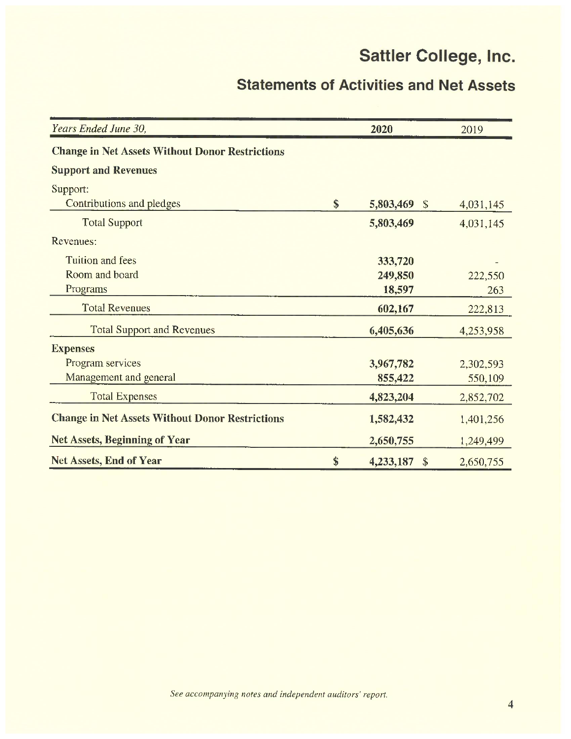# Sattler College, Inc.

## Statements of Activities and Net Assets

| *Years Ended June 30,* | 2020 | 2019 |
| --- | --- | --- |
| **Change in Net Assets Without Donor Restrictions** | | |
| **Support and Revenues** | | |
| Support: | | |
| Contributions and pledges | $ 5,803,469 | $ 4,031,145 |
| Total Support | 5,803,469 | 4,031,145 |
| Revenues: | | |
| Tuition and fees | 333,720 | - |
| Room and board | 249,850 | 222,550 |
| Programs | 18,597 | 263 |
| Total Revenues | 602,167 | 222,813 |
| Total Support and Revenues | 6,405,636 | 4,253,958 |
| **Expenses** | | |
| Program services | 3,967,782 | 2,302,593 |
| Management and general | 855,422 | 550,109 |
| Total Expenses | 4,823,204 | 2,852,702 |
| **Change in Net Assets Without Donor Restrictions** | 1,582,432 | 1,401,256 |
| **Net Assets, Beginning of Year** | 2,650,755 | 1,249,499 |
| **Net Assets, End of Year** | $ 4,233,187 | $ 2,650,755 |

*See accompanying notes and independent auditors' report.*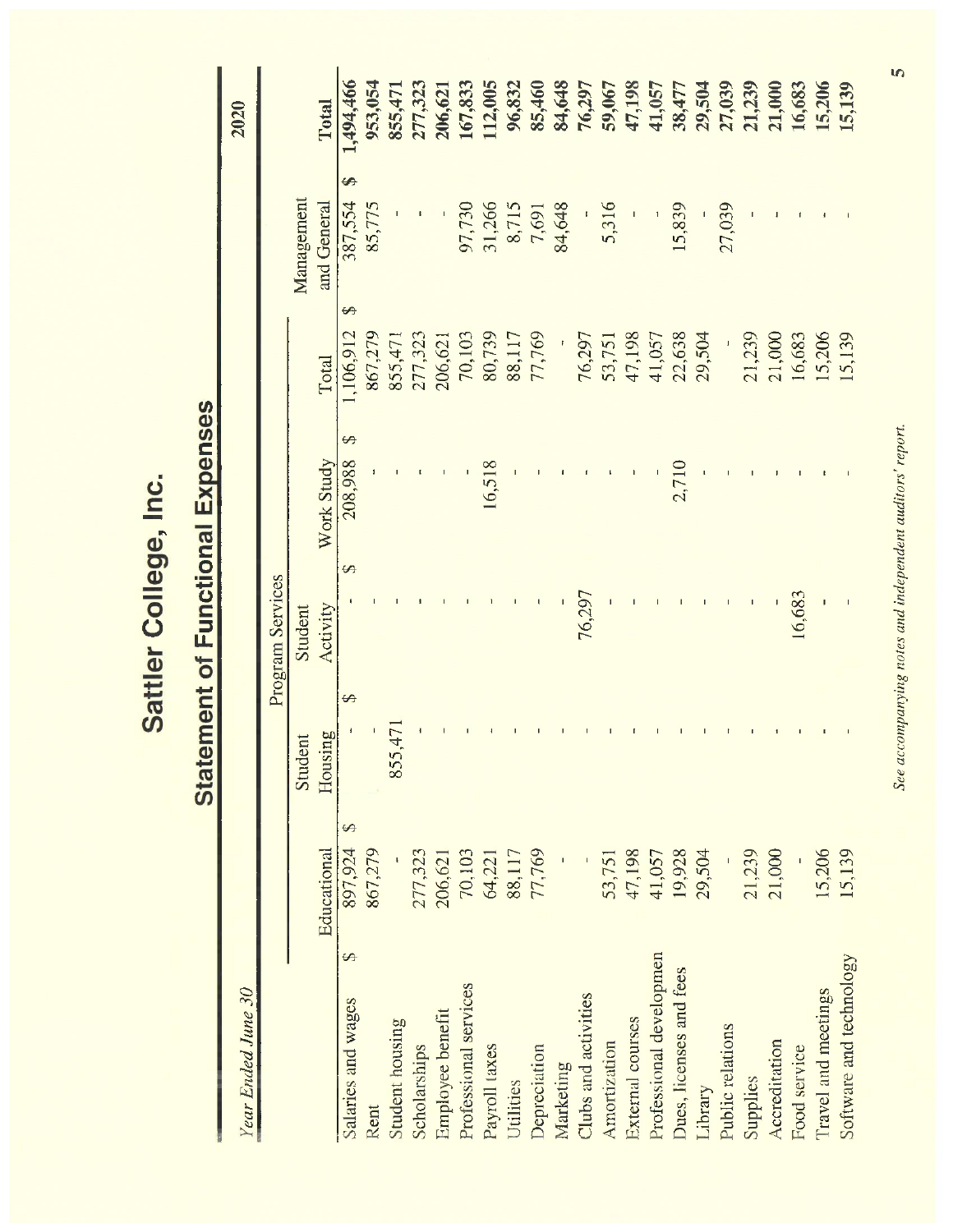# Sattler College, Inc.

## Statement of Functional Expenses

*Year Ended June 30* 2020

| | Program Services | | | | | | |
|---|---|---|---|---|---|---|---|
| | Educational | Student Housing | Student Activity | Work Study | Total | Management and General | Total |
| Salaries and wages | $ 897,924 | $ - | $ - | $ 208,988 | $ 1,106,912 | $ 387,554 | $ 1,494,466 |
| Rent | 867,279 | - | - | - | 867,279 | 85,775 | 953,054 |
| Student housing | - | 855,471 | - | - | 855,471 | - | 855,471 |
| Scholarships | 277,323 | - | - | - | 277,323 | - | 277,323 |
| Employee benefit | 206,621 | - | - | - | 206,621 | - | 206,621 |
| Professional services | 70,103 | - | - | - | 70,103 | 97,730 | 167,833 |
| Payroll taxes | 64,221 | - | - | 16,518 | 80,739 | 31,266 | 112,005 |
| Utilities | 88,117 | - | - | - | 88,117 | 8,715 | 96,832 |
| Depreciation | 77,769 | - | - | - | 77,769 | 7,691 | 85,460 |
| Marketing | - | - | - | - | - | 84,648 | 84,648 |
| Clubs and activities | - | - | 76,297 | - | 76,297 | - | 76,297 |
| Amortization | 53,751 | - | - | - | 53,751 | 5,316 | 59,067 |
| External courses | 47,198 | - | - | - | 47,198 | - | 47,198 |
| Professional developmen | 41,057 | - | - | - | 41,057 | - | 41,057 |
| Dues, licenses and fees | 19,928 | - | - | 2,710 | 22,638 | 15,839 | 38,477 |
| Library | 29,504 | - | - | - | 29,504 | - | 29,504 |
| Public relations | - | - | - | - | - | 27,039 | 27,039 |
| Supplies | 21,239 | - | - | - | 21,239 | - | 21,239 |
| Accreditation | 21,000 | - | - | - | 21,000 | - | 21,000 |
| Food service | - | - | 16,683 | - | 16,683 | - | 16,683 |
| Travel and meetings | 15,206 | - | - | - | 15,206 | - | 15,206 |
| Software and technology | 15,139 | - | - | - | 15,139 | - | 15,139 |

*See accompanying notes and independent auditors' report.*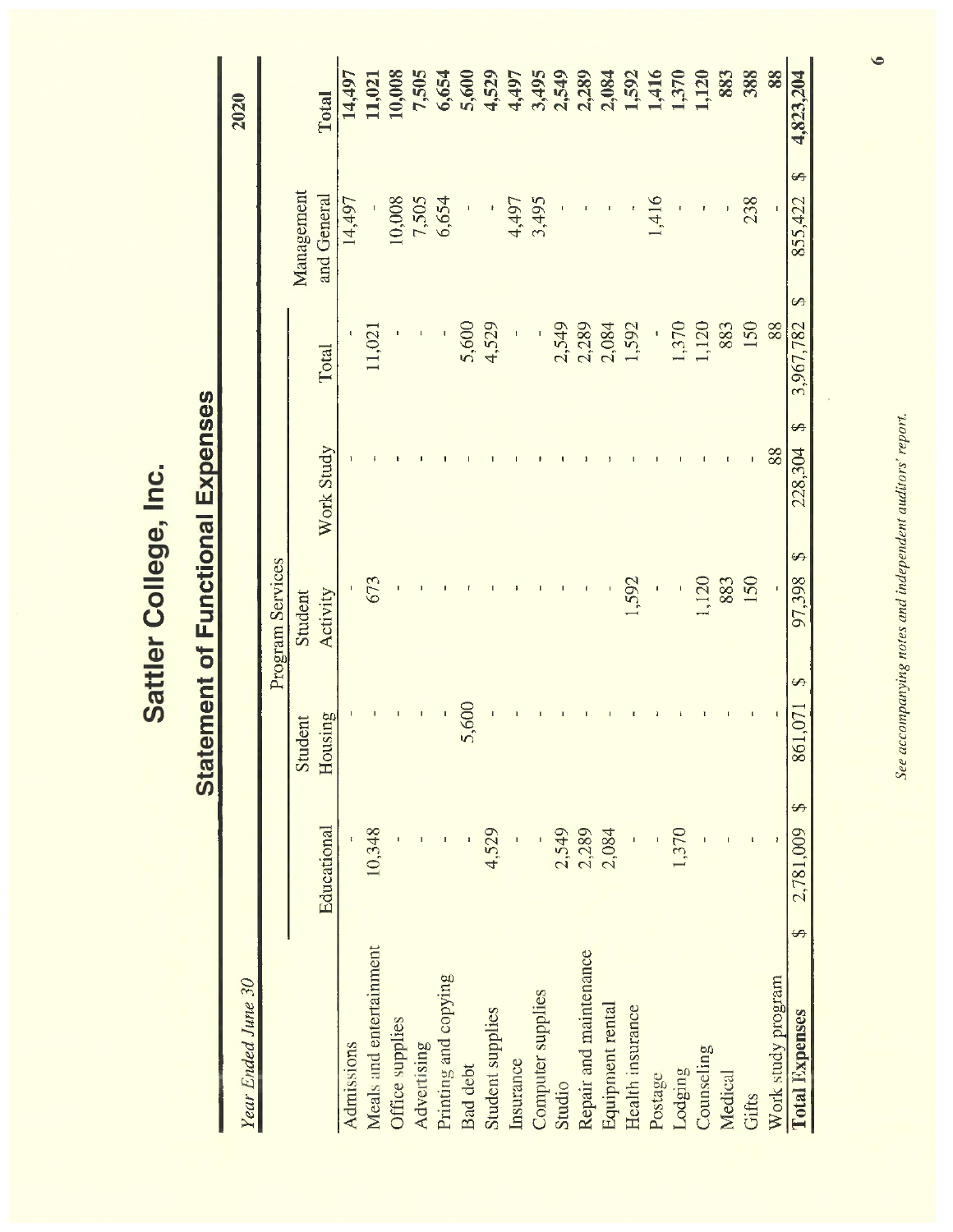# Sattler College, Inc.

## Statement of Functional Expenses

*Year Ended June 30* **2020**

| | Program Services | | | | | | |
|---|---|---|---|---|---|---|---|
| | Educational | Student Housing | Student Activity | Work Study | Total | Management and General | Total |
| Admissions | - | - | - | - | - | 14,497 | **14,497** |
| Meals and entertainment | 10,348 | - | 673 | - | 11,021 | - | **11,021** |
| Office supplies | - | - | - | - | - | 10,008 | **10,008** |
| Advertising | - | - | - | - | - | 7,505 | **7,505** |
| Printing and copying | - | - | - | - | - | 6,654 | **6,654** |
| Bad debt | - | 5,600 | - | - | 5,600 | - | **5,600** |
| Student supplies | 4,529 | - | - | - | 4,529 | - | **4,529** |
| Insurance | - | - | - | - | - | 4,497 | **4,497** |
| Computer supplies | - | - | - | - | - | 3,495 | **3,495** |
| Studio | 2,549 | - | - | - | 2,549 | - | **2,549** |
| Repair and maintenance | 2,289 | - | - | - | 2,289 | - | **2,289** |
| Equipment rental | 2,084 | - | - | - | 2,084 | - | **2,084** |
| Health insurance | - | - | 1,592 | - | 1,592 | - | **1,592** |
| Postage | - | - | - | - | - | 1,416 | **1,416** |
| Lodging | 1,370 | - | - | - | 1,370 | - | **1,370** |
| Counseling | - | - | 1,120 | - | 1,120 | - | **1,120** |
| Medical | - | - | 883 | - | 883 | - | **883** |
| Gifts | - | - | 150 | - | 150 | 238 | **388** |
| Work study program | - | - | - | 88 | 88 | - | **88** |
| **Total Expenses** | $ 2,781,009 | $ 861,071 | $ 97,398 | $ 228,304 | $ 3,967,782 | $ 855,422 | **$ 4,823,204** |

*See accompanying notes and independent auditors' report.*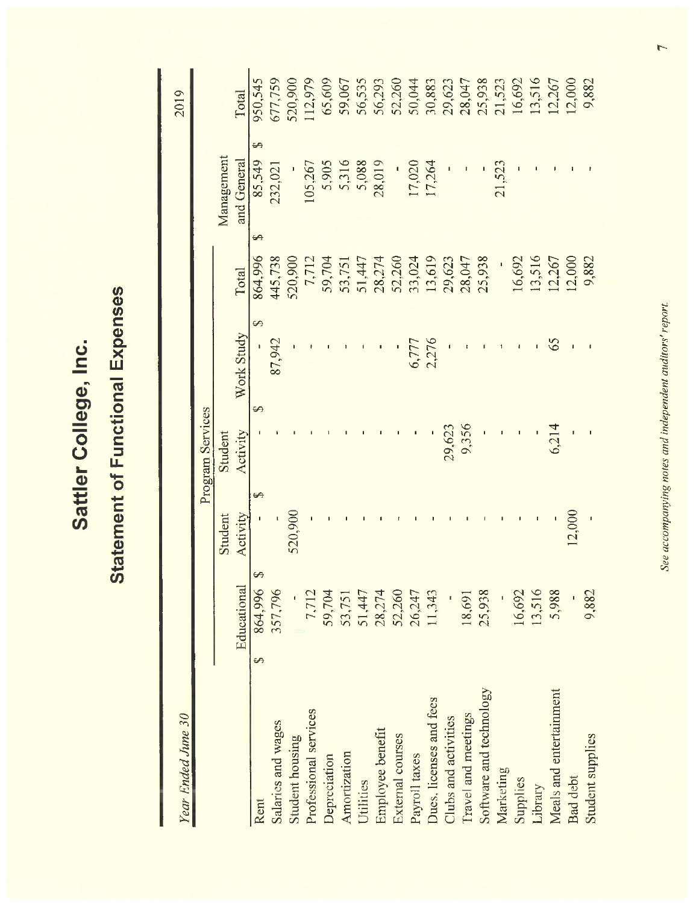# Sattler College, Inc.

## Statement of Functional Expenses

*Year Ended June 30*

| | Program Services | | | | | | 2019 |
|---|---|---|---|---|---|---|---|
| | Educational | Student Activity | Student Activity | Work Study | Total | Management and General | Total |
| Rent | $ 864,996 | $ - | $ - | $ - | $ 864,996 | $ 85,549 | $ 950,545 |
| Salaries and wages | 357,796 | - | - | 87,942 | 445,738 | 232,021 | 677,759 |
| Student housing | - | 520,900 | - | - | 520,900 | - | 520,900 |
| Professional services | 7,712 | - | - | - | 7,712 | 105,267 | 112,979 |
| Depreciation | 59,704 | - | - | - | 59,704 | 5,905 | 65,609 |
| Amortization | 53,751 | - | - | - | 53,751 | 5,316 | 59,067 |
| Utilities | 51,447 | - | - | - | 51,447 | 5,088 | 56,535 |
| Employee benefit | 28,274 | - | - | - | 28,274 | 28,019 | 56,293 |
| External courses | 52,260 | - | - | - | 52,260 | - | 52,260 |
| Payroll taxes | 26,247 | - | - | 6,777 | 33,024 | 17,020 | 50,044 |
| Dues, licenses and fees | 11,343 | - | - | 2,276 | 13,619 | 17,264 | 30,883 |
| Clubs and activities | - | - | 29,623 | - | 29,623 | - | 29,623 |
| Travel and meetings | 18,691 | - | 9,356 | - | 28,047 | - | 28,047 |
| Software and technology | 25,938 | - | - | - | 25,938 | - | 25,938 |
| Marketing | - | - | - | - | - | 21,523 | 21,523 |
| Supplies | 16,692 | - | - | - | 16,692 | - | 16,692 |
| Library | 13,516 | - | - | - | 13,516 | - | 13,516 |
| Meals and entertainment | 5,988 | - | 6,214 | 65 | 12,267 | - | 12,267 |
| Bad debt | - | 12,000 | - | - | 12,000 | - | 12,000 |
| Student supplies | 9,882 | - | - | - | 9,882 | - | 9,882 |

*See accompanying notes and independent auditors' report.*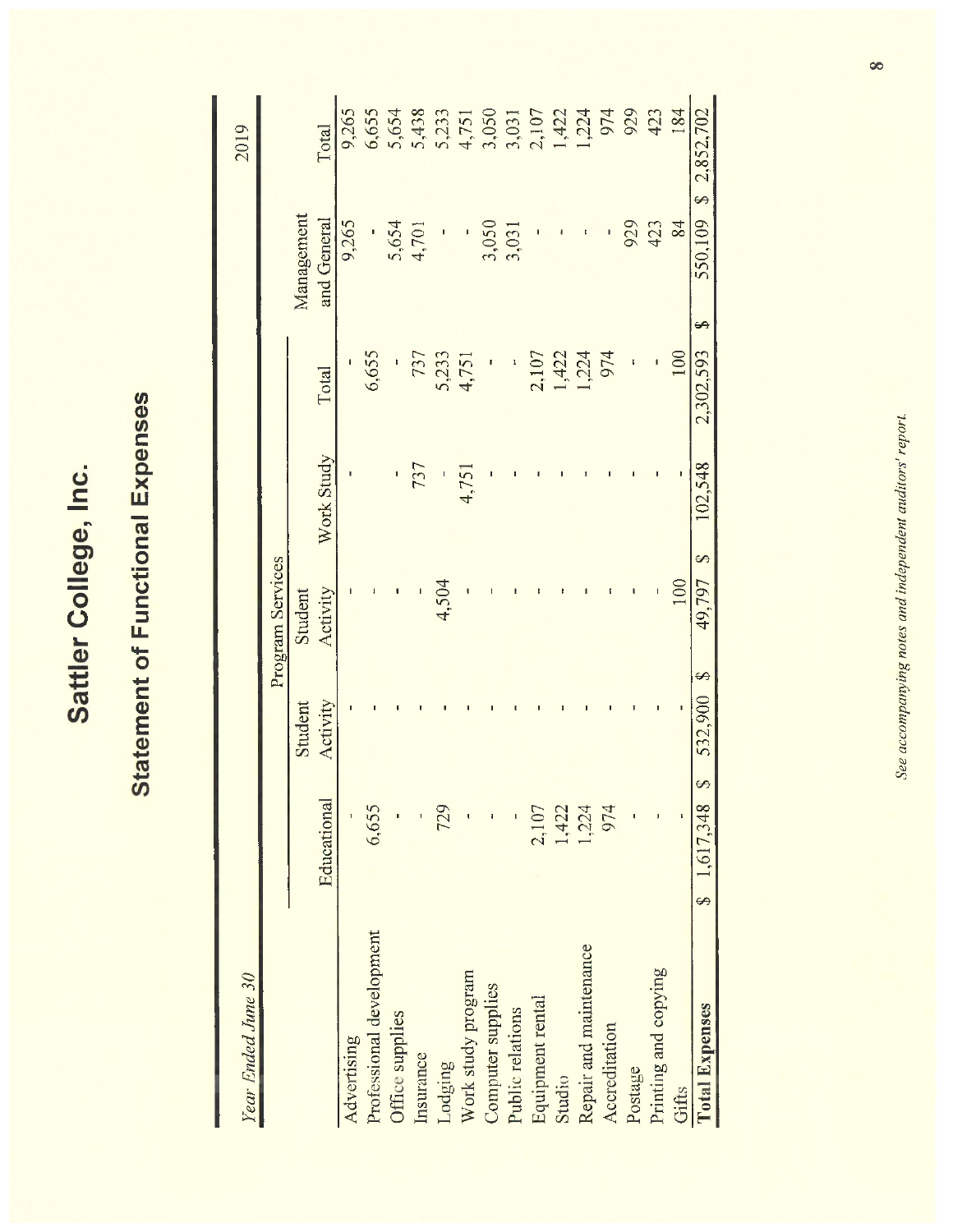# Sattler College, Inc.

## Statement of Functional Expenses

*Year Ended June 30* 2019

| | Program Services | | | | | |
|---|---|---|---|---|---|---|
| | Educational | Student Activity | Student Activity | Work Study | Total | Management and General | Total |
| Advertising | - | - | - | - | - | 9,265 | 9,265 |
| Professional development | 6,655 | - | - | - | 6,655 | - | 6,655 |
| Office supplies | - | - | - | - | - | 5,654 | 5,654 |
| Insurance | - | - | - | 737 | 737 | 4,701 | 5,438 |
| Lodging | 729 | - | 4,504 | - | 5,233 | - | 5,233 |
| Work study program | - | - | - | 4,751 | 4,751 | - | 4,751 |
| Computer supplies | - | - | - | - | - | 3,050 | 3,050 |
| Public relations | - | - | - | - | - | 3,031 | 3,031 |
| Equipment rental | 2,107 | - | - | - | 2,107 | - | 2,107 |
| Studio | 1,422 | - | - | - | 1,422 | - | 1,422 |
| Repair and maintenance | 1,224 | - | - | - | 1,224 | - | 1,224 |
| Accreditation | 974 | - | - | - | 974 | - | 974 |
| Postage | - | - | - | - | - | 929 | 929 |
| Printing and copying | - | - | - | - | - | 423 | 423 |
| Gifts | - | - | 100 | - | 100 | 84 | 184 |
| **Total Expenses** | $ 1,617,348 | $ 532,900 | $ 49,797 | $ 102,548 | $ 2,302,593 | $ 550,109 | $ 2,852,702 |

*See accompanying notes and independent auditors' report.*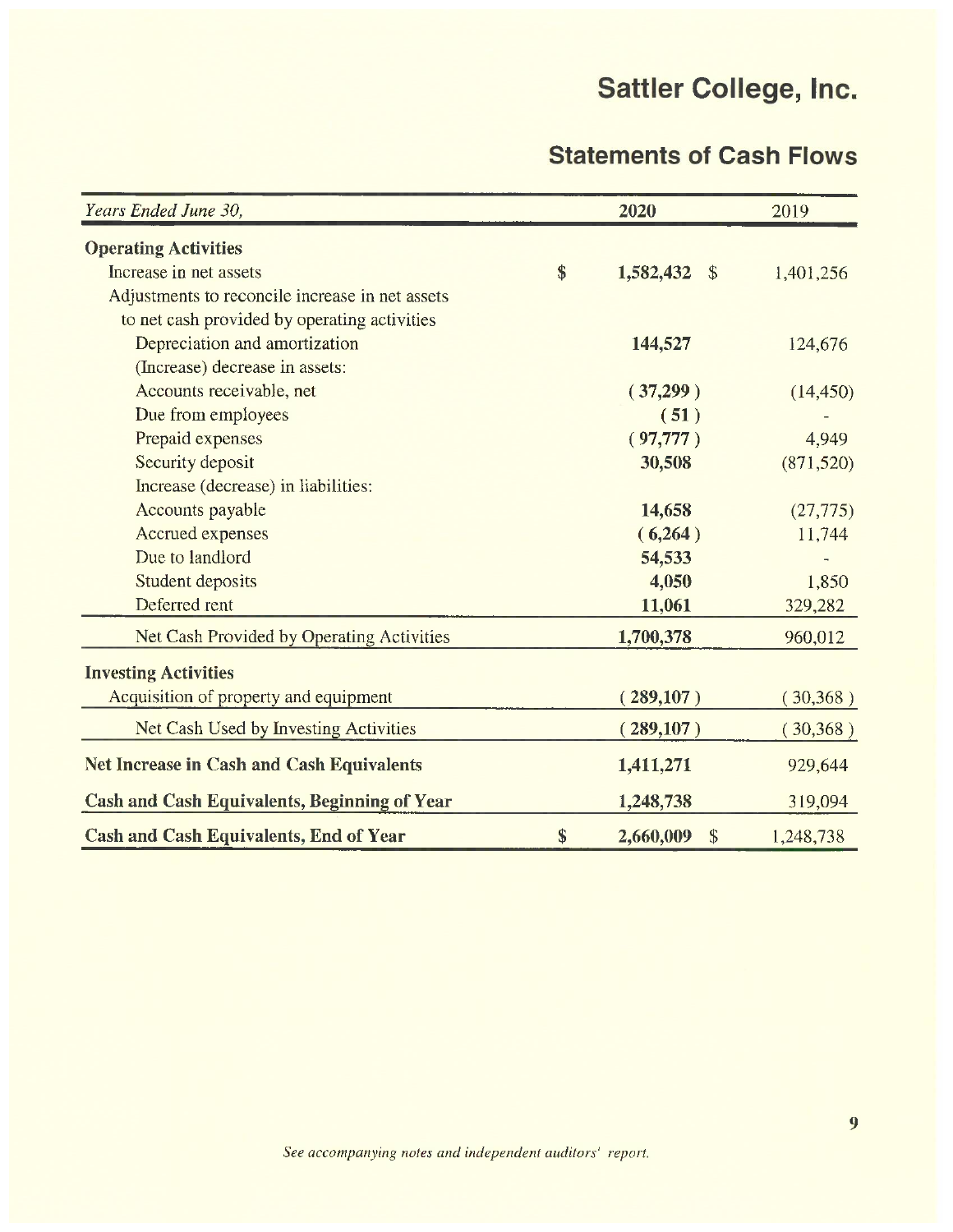# Sattler College, Inc.

## Statements of Cash Flows

| *Years Ended June 30,* | | 2020 | 2019 |
|---|---|---|---|
| **Operating Activities** | | | |
| Increase in net assets | **$** | **1,582,432** | $ 1,401,256 |
| Adjustments to reconcile increase in net assets to net cash provided by operating activities | | | |
| Depreciation and amortization | | **144,527** | 124,676 |
| (Increase) decrease in assets: | | | |
| Accounts receivable, net | | **( 37,299 )** | (14,450) |
| Due from employees | | **( 51 )** | - |
| Prepaid expenses | | **( 97,777 )** | 4,949 |
| Security deposit | | **30,508** | (871,520) |
| Increase (decrease) in liabilities: | | | |
| Accounts payable | | **14,658** | (27,775) |
| Accrued expenses | | **( 6,264 )** | 11,744 |
| Due to landlord | | **54,533** | - |
| Student deposits | | **4,050** | 1,850 |
| Deferred rent | | **11,061** | 329,282 |
| Net Cash Provided by Operating Activities | | **1,700,378** | 960,012 |
| **Investing Activities** | | | |
| Acquisition of property and equipment | | **( 289,107 )** | ( 30,368 ) |
| Net Cash Used by Investing Activities | | **( 289,107 )** | ( 30,368 ) |
| **Net Increase in Cash and Cash Equivalents** | | **1,411,271** | 929,644 |
| **Cash and Cash Equivalents, Beginning of Year** | | **1,248,738** | 319,094 |
| **Cash and Cash Equivalents, End of Year** | **$** | **2,660,009** | $ 1,248,738 |

*See accompanying notes and independent auditors' report.*